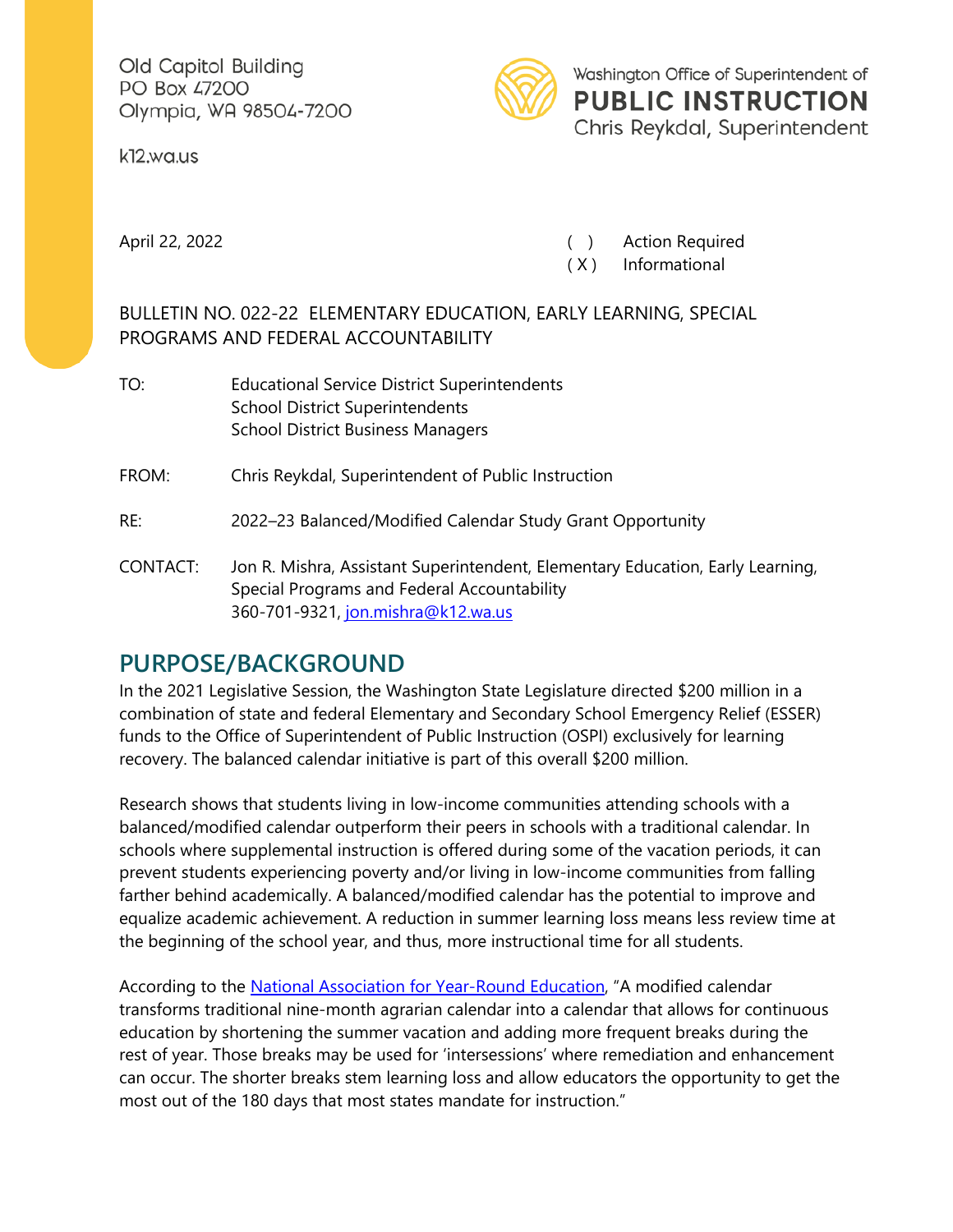Old Capitol Building
PO Box 47200
Olympia, WA 98504-7200

k12.wa.us

Washington Office of Superintendent of
**PUBLIC INSTRUCTION**
Chris Reykdal, Superintendent

April 22, 2022

( ) Action Required
( X ) Informational

BULLETIN NO. 022-22 ELEMENTARY EDUCATION, EARLY LEARNING, SPECIAL PROGRAMS AND FEDERAL ACCOUNTABILITY

TO: Educational Service District Superintendents
School District Superintendents
School District Business Managers

FROM: Chris Reykdal, Superintendent of Public Instruction

RE: 2022–23 Balanced/Modified Calendar Study Grant Opportunity

CONTACT: Jon R. Mishra, Assistant Superintendent, Elementary Education, Early Learning, Special Programs and Federal Accountability
360-701-9321, [jon.mishra@k12.wa.us](mailto:jon.mishra@k12.wa.us)

## PURPOSE/BACKGROUND

In the 2021 Legislative Session, the Washington State Legislature directed $200 million in a combination of state and federal Elementary and Secondary School Emergency Relief (ESSER) funds to the Office of Superintendent of Public Instruction (OSPI) exclusively for learning recovery. The balanced calendar initiative is part of this overall $200 million.

Research shows that students living in low-income communities attending schools with a balanced/modified calendar outperform their peers in schools with a traditional calendar. In schools where supplemental instruction is offered during some of the vacation periods, it can prevent students experiencing poverty and/or living in low-income communities from falling farther behind academically. A balanced/modified calendar has the potential to improve and equalize academic achievement. A reduction in summer learning loss means less review time at the beginning of the school year, and thus, more instructional time for all students.

According to the National Association for Year-Round Education, "A modified calendar transforms traditional nine-month agrarian calendar into a calendar that allows for continuous education by shortening the summer vacation and adding more frequent breaks during the rest of year. Those breaks may be used for 'intersessions' where remediation and enhancement can occur. The shorter breaks stem learning loss and allow educators the opportunity to get the most out of the 180 days that most states mandate for instruction."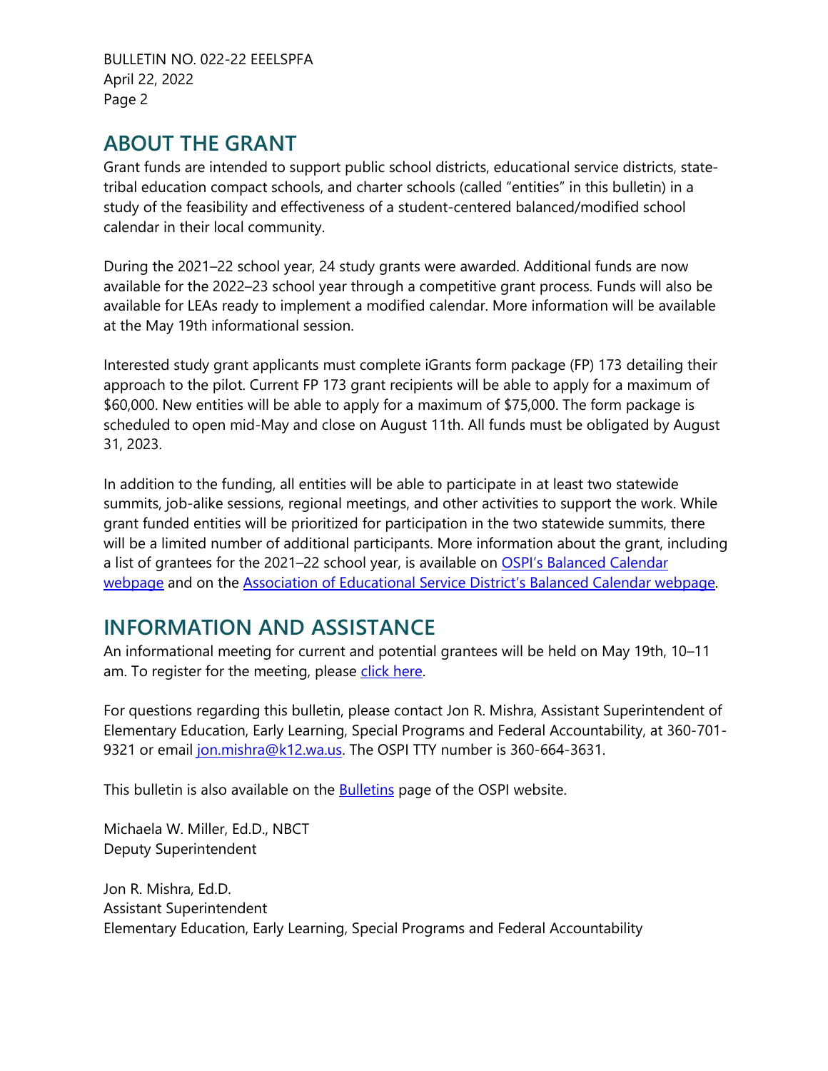## ABOUT THE GRANT

Grant funds are intended to support public school districts, educational service districts, state-tribal education compact schools, and charter schools (called "entities" in this bulletin) in a study of the feasibility and effectiveness of a student-centered balanced/modified school calendar in their local community.

During the 2021–22 school year, 24 study grants were awarded. Additional funds are now available for the 2022–23 school year through a competitive grant process. Funds will also be available for LEAs ready to implement a modified calendar. More information will be available at the May 19th informational session.

Interested study grant applicants must complete iGrants form package (FP) 173 detailing their approach to the pilot. Current FP 173 grant recipients will be able to apply for a maximum of $60,000. New entities will be able to apply for a maximum of $75,000. The form package is scheduled to open mid-May and close on August 11th. All funds must be obligated by August 31, 2023.

In addition to the funding, all entities will be able to participate in at least two statewide summits, job-alike sessions, regional meetings, and other activities to support the work. While grant funded entities will be prioritized for participation in the two statewide summits, there will be a limited number of additional participants. More information about the grant, including a list of grantees for the 2021–22 school year, is available on OSPI's Balanced Calendar webpage and on the Association of Educational Service District's Balanced Calendar webpage.

## INFORMATION AND ASSISTANCE

An informational meeting for current and potential grantees will be held on May 19th, 10–11 am. To register for the meeting, please click here.

For questions regarding this bulletin, please contact Jon R. Mishra, Assistant Superintendent of Elementary Education, Early Learning, Special Programs and Federal Accountability, at 360-701-9321 or email jon.mishra@k12.wa.us. The OSPI TTY number is 360-664-3631.

This bulletin is also available on the Bulletins page of the OSPI website.

Michaela W. Miller, Ed.D., NBCT
Deputy Superintendent

Jon R. Mishra, Ed.D.
Assistant Superintendent
Elementary Education, Early Learning, Special Programs and Federal Accountability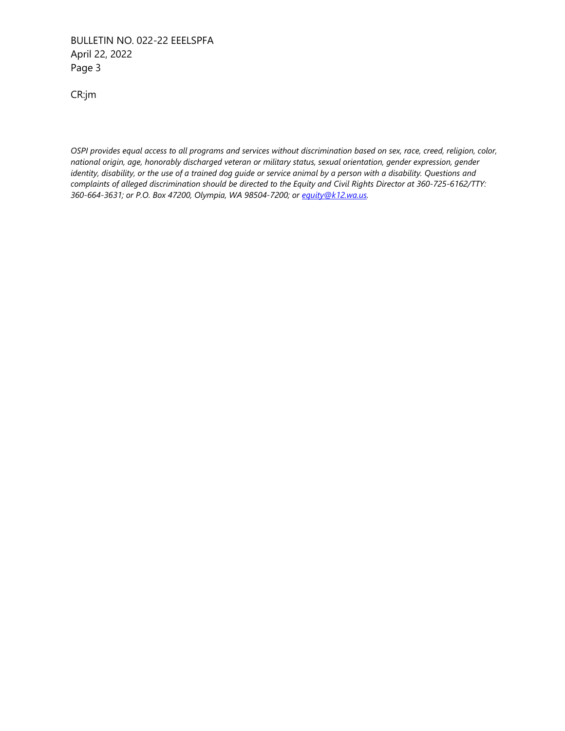CR:jm

*OSPI provides equal access to all programs and services without discrimination based on sex, race, creed, religion, color, national origin, age, honorably discharged veteran or military status, sexual orientation, gender expression, gender identity, disability, or the use of a trained dog guide or service animal by a person with a disability. Questions and complaints of alleged discrimination should be directed to the Equity and Civil Rights Director at 360-725-6162/TTY: 360-664-3631; or P.O. Box 47200, Olympia, WA 98504-7200; or [equity@k12.wa.us](mailto:equity@k12.wa.us).*